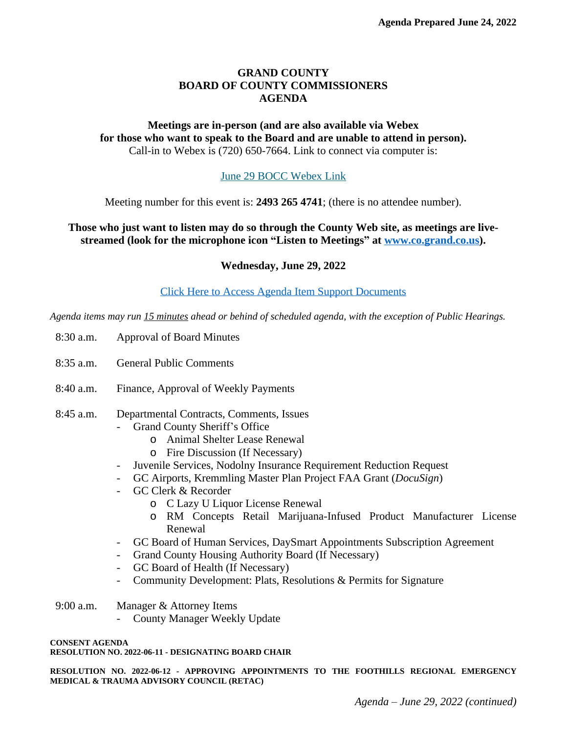**Agenda Prepared June 24, 2022**

# GRAND COUNTY
# BOARD OF COUNTY COMMISSIONERS
# AGENDA

**Meetings are in-person (and are also available via Webex for those who want to speak to the Board and are unable to attend in person).**
Call-in to Webex is (720) 650-7664. Link to connect via computer is:

June 29 BOCC Webex Link

Meeting number for this event is: **2493 265 4741**; (there is no attendee number).

**Those who just want to listen may do so through the County Web site, as meetings are live-streamed (look for the microphone icon "Listen to Meetings" at www.co.grand.co.us).**

**Wednesday, June 29, 2022**

Click Here to Access Agenda Item Support Documents

*Agenda items may run 15 minutes ahead or behind of scheduled agenda, with the exception of Public Hearings.*

8:30 a.m. Approval of Board Minutes

8:35 a.m. General Public Comments

8:40 a.m. Finance, Approval of Weekly Payments

8:45 a.m. Departmental Contracts, Comments, Issues

- Grand County Sheriff's Office
  - Animal Shelter Lease Renewal
  - Fire Discussion (If Necessary)
- Juvenile Services, Nodolny Insurance Requirement Reduction Request
- GC Airports, Kremmling Master Plan Project FAA Grant (*DocuSign*)
- GC Clerk & Recorder
  - C Lazy U Liquor License Renewal
  - RM Concepts Retail Marijuana-Infused Product Manufacturer License Renewal
- GC Board of Human Services, DaySmart Appointments Subscription Agreement
- Grand County Housing Authority Board (If Necessary)
- GC Board of Health (If Necessary)
- Community Development: Plats, Resolutions & Permits for Signature

9:00 a.m. Manager & Attorney Items

- County Manager Weekly Update

**CONSENT AGENDA**
**RESOLUTION NO. 2022-06-11 - DESIGNATING BOARD CHAIR**

**RESOLUTION NO. 2022-06-12 - APPROVING APPOINTMENTS TO THE FOOTHILLS REGIONAL EMERGENCY MEDICAL & TRAUMA ADVISORY COUNCIL (RETAC)**

*Agenda – June 29, 2022 (continued)*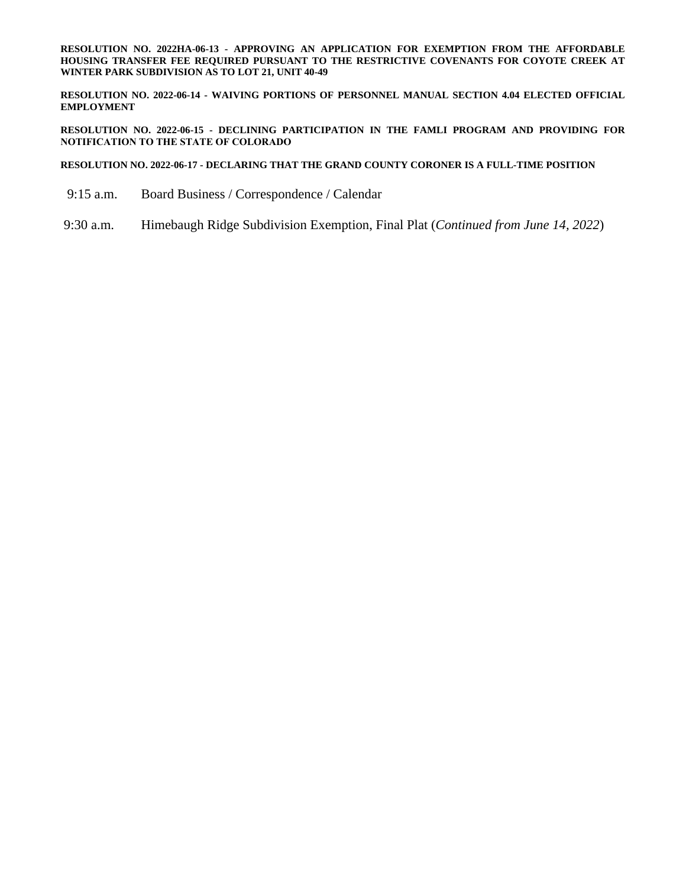**RESOLUTION NO. 2022HA-06-13 - APPROVING AN APPLICATION FOR EXEMPTION FROM THE AFFORDABLE HOUSING TRANSFER FEE REQUIRED PURSUANT TO THE RESTRICTIVE COVENANTS FOR COYOTE CREEK AT WINTER PARK SUBDIVISION AS TO LOT 21, UNIT 40-49**

**RESOLUTION NO. 2022-06-14 - WAIVING PORTIONS OF PERSONNEL MANUAL SECTION 4.04 ELECTED OFFICIAL EMPLOYMENT**

**RESOLUTION NO. 2022-06-15 - DECLINING PARTICIPATION IN THE FAMLI PROGRAM AND PROVIDING FOR NOTIFICATION TO THE STATE OF COLORADO**

**RESOLUTION NO. 2022-06-17 - DECLARING THAT THE GRAND COUNTY CORONER IS A FULL-TIME POSITION**

9:15 a.m. Board Business / Correspondence / Calendar

9:30 a.m. Himebaugh Ridge Subdivision Exemption, Final Plat (*Continued from June 14, 2022*)